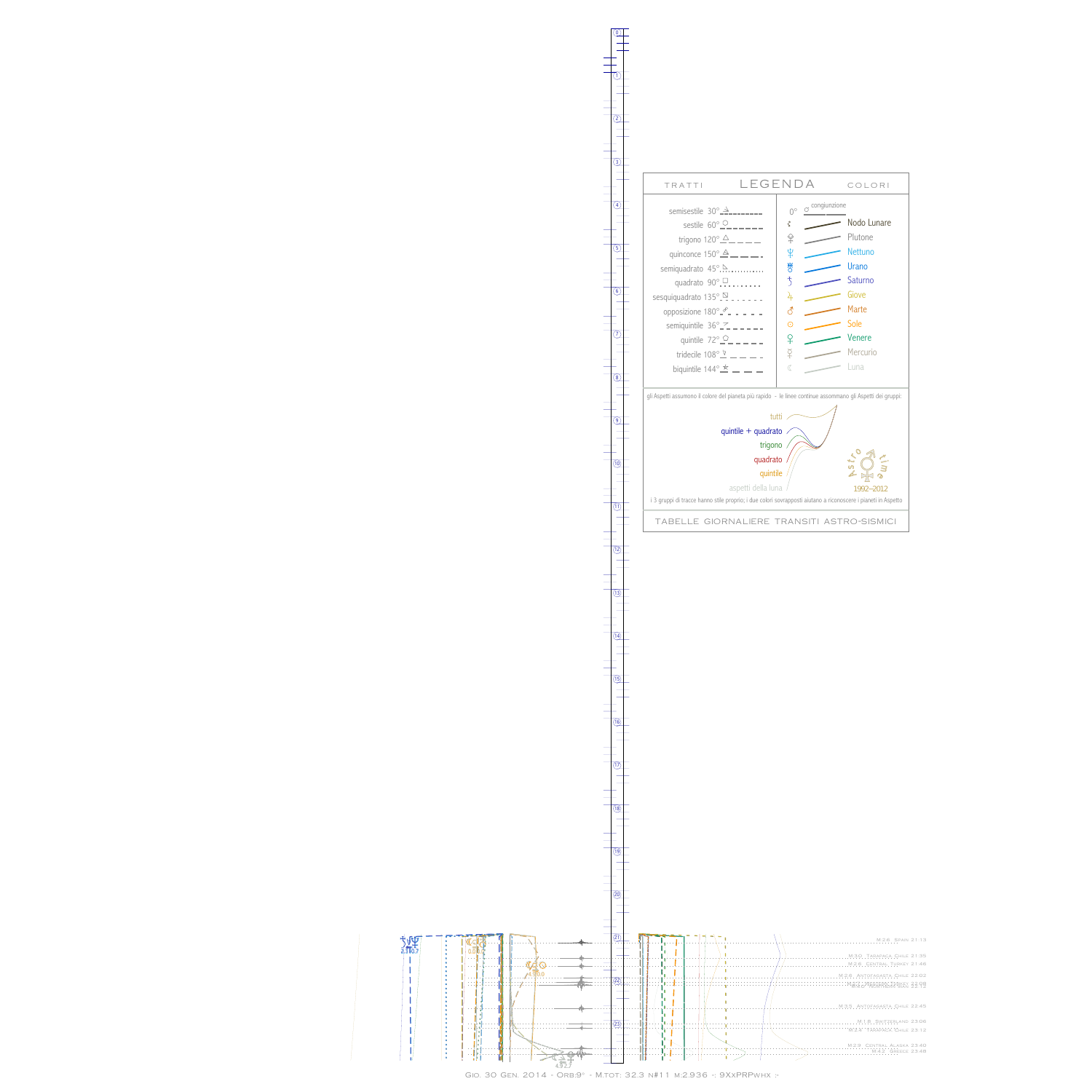## LEGENDA

**TRATTI**

- semisestile 30°
- sestile 60°
- trigono 120°
- quinconce 150°
- semiquadrato 45°
- quadrato 90°
- sesquiquadrato 135°
- opposizione 180°
- semiquintile 36°
- quintile 72°
- tridecile 108°
- biquintile 144°

**COLORI**

- 0° congiunzione
- Nodo Lunare
- Plutone
- Nettuno
- Urano
- Saturno
- Giove
- Marte
- Sole
- Venere
- Mercurio
- Luna

gli Aspetti assumono il colore del pianeta più rapido - le linee continue assommano gli Aspetti dei gruppi:

- tutti
- quintile + quadrato
- trigono
- quadrato
- quintile
- aspetti della luna

Astro time 1992–2012

i 3 gruppi di tracce hanno stile proprio; i due colori sovrapposti aiutano a riconoscere i pianeti in Aspetto

TABELLE GIORNALIERE TRANSITI ASTRO-SISMICI

- M.2.6 Spain 21:13
- M.3.0 Tarapaca Chile 21:35
- M.2.6 Central Turkey 21:46
- M.2.6 Antofagasta Chile 22:02
- M.2.7 Western Turkey 22:09
- M.2.7 Western Iran 22:12
- M.3.5 Antofagasta Chile 22:45
- M.1.8 Switzerland 23:06
- M.2.4 Tarapaca Chile 23:12
- M.2.9 Central Alaska 23:40
- M.4.2 Greece 23:48

Gio. 30 Gen. 2014 - Orb:9° - M.tot: 32.3 n#11 m:2.936 -: 9XxPRPwhx :-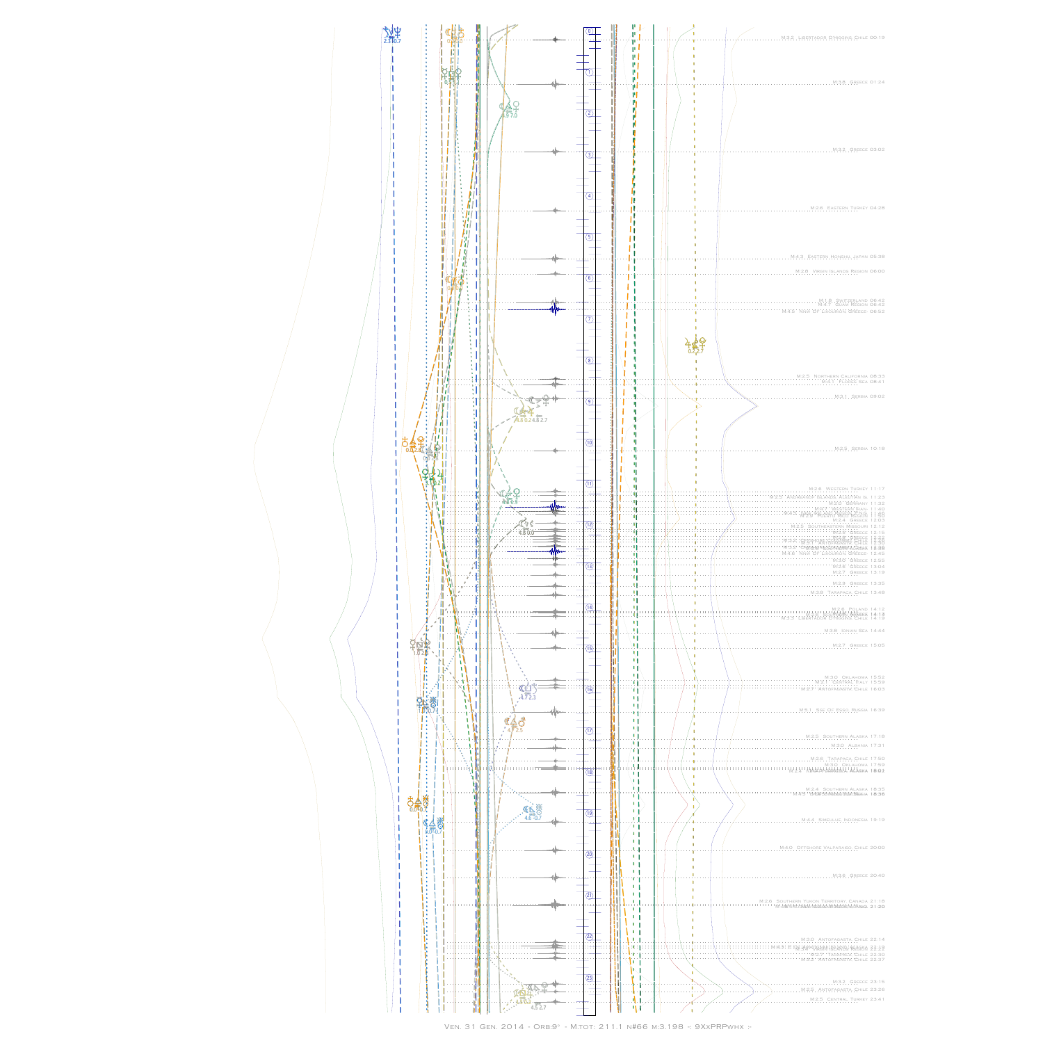M:3.2 Libertador O'Higgins Chile 00:19

M:3.8 Greece 01:24

M:3.2 Greece 03:02

M:2.6 Eastern Turkey 04:28

M:4.3 Eastern Honshu Japan 05:38

M:2.8 Virgin Islands Region 06:00

M:1.8 Switzerland 06:42

M:4.7 Sea Region 06:42

M:4.5 Near Of Lagonion Greece 06:52

M:2.5 Northern California 08:33

M:4.1 Flores Sea 08:41

M:3.1 Serbia 09:02

M:2.5 Serbia 10:18

M:2.6 Western Turkey 11:17

M:2.5 Andreanof Islands, Aleutian Is. 11:23

M:3.0 Germany 11:32

M:2.9 Greece 12:03

M:2.5 Southeastern Missouri 12:12

M:2.7 Greece 12:15

M:4.6 Near Of Lagonion Greece 12:45

M:3.0 Greece 12:55

M:2.5 Greece 13:04

M:2.7 Greece 13:19

M:2.9 Greece 13:35

M:3.8 Tarapaca Chile 13:48

M:2.6 Poland 14:12

M:3.3 Libertador O'Higgins Chile 14:19

M:3.8 Ionian Sea 14:44

M:3.7 Greece 15:05

M:3.0 Oklahoma 15:52

M:2.1 Central Italy 15:59

M:2.7 Antofagasta Chile 16:03

M:5.1 Sse Of Esso Russia 16:39

M:2.5 Southern Alaska 17:18

M:3.0 Albania 17:31

M:2.6 Tarapaca Chile 17:50

M:3.0 Oklahoma 17:59

M:2.5 Central Alaska 18:02

M:2.4 Southern Alaska 18:35

M:4.4 Simeulue Indonesia 19:19

M:4.0 Offshore Valparaiso Chile 20:00

M:3.6 Greece 20:40

M:2.6 Southern Yukon Territory Canada 21:18

M:3.0 Antofagasta Chile 22:14

M:2.7 Tarapaca Chile 22:30

M:3.2 Antofagasta Chile 22:37

M:3.2 Greece 23:15

M:2.9 Antofagasta Chile 23:26

M:2.5 Central Turkey 23:41

Ven. 31 Gen. 2014 - Orb:9° - M.tot: 211.1 n#66 m:3.198 -: 9XxPRPwhx :-